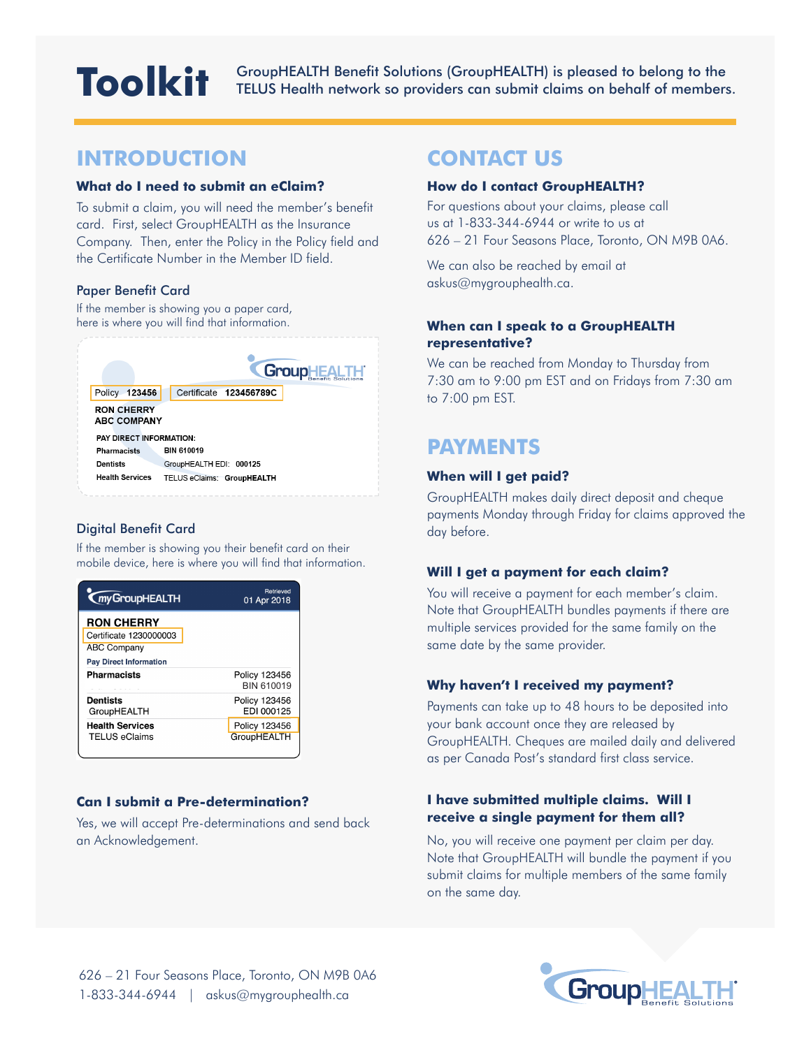# Toolkit

GroupHEALTH Benefit Solutions (GroupHEALTH) is pleased to belong to the TELUS Health network so providers can submit claims on behalf of members.

## INTRODUCTION

### What do I need to submit an eClaim?

To submit a claim, you will need the member's benefit card. First, select GroupHEALTH as the Insurance Company. Then, enter the Policy in the Policy field and the Certificate Number in the Member ID field.

#### Paper Benefit Card

If the member is showing you a paper card, here is where you will find that information.

GroupHEALTH Benefit Solutions

Policy 123456 | Certificate 123456789C

RON CHERRY
ABC COMPANY

PAY DIRECT INFORMATION:

| | |
|---|---|
| Pharmacists | BIN 610019 |
| Dentists | GroupHEALTH EDI: 000125 |
| Health Services | TELUS eClaims: GroupHEALTH |

#### Digital Benefit Card

If the member is showing you their benefit card on their mobile device, here is where you will find that information.

myGroupHEALTH — Retrieved 01 Apr 2018

RON CHERRY
Certificate 1230000003
ABC Company

Pay Direct Information

| | |
|---|---|
| Pharmacists | Policy 123456<br>BIN 610019 |
| Dentists<br>GroupHEALTH | Policy 123456<br>EDI 000125 |
| Health Services<br>TELUS eClaims | Policy 123456<br>GroupHEALTH |

### Can I submit a Pre-determination?

Yes, we will accept Pre-determinations and send back an Acknowledgement.

## CONTACT US

### How do I contact GroupHEALTH?

For questions about your claims, please call us at 1-833-344-6944 or write to us at 626 – 21 Four Seasons Place, Toronto, ON M9B 0A6.

We can also be reached by email at askus@mygrouphealth.ca.

### When can I speak to a GroupHEALTH representative?

We can be reached from Monday to Thursday from 7:30 am to 9:00 pm EST and on Fridays from 7:30 am to 7:00 pm EST.

## PAYMENTS

### When will I get paid?

GroupHEALTH makes daily direct deposit and cheque payments Monday through Friday for claims approved the day before.

### Will I get a payment for each claim?

You will receive a payment for each member's claim. Note that GroupHEALTH bundles payments if there are multiple services provided for the same family on the same date by the same provider.

### Why haven't I received my payment?

Payments can take up to 48 hours to be deposited into your bank account once they are released by GroupHEALTH. Cheques are mailed daily and delivered as per Canada Post's standard first class service.

### I have submitted multiple claims. Will I receive a single payment for them all?

No, you will receive one payment per claim per day. Note that GroupHEALTH will bundle the payment if you submit claims for multiple members of the same family on the same day.

626 – 21 Four Seasons Place, Toronto, ON M9B 0A6
1-833-344-6944 | askus@mygrouphealth.ca

GroupHEALTH Benefit Solutions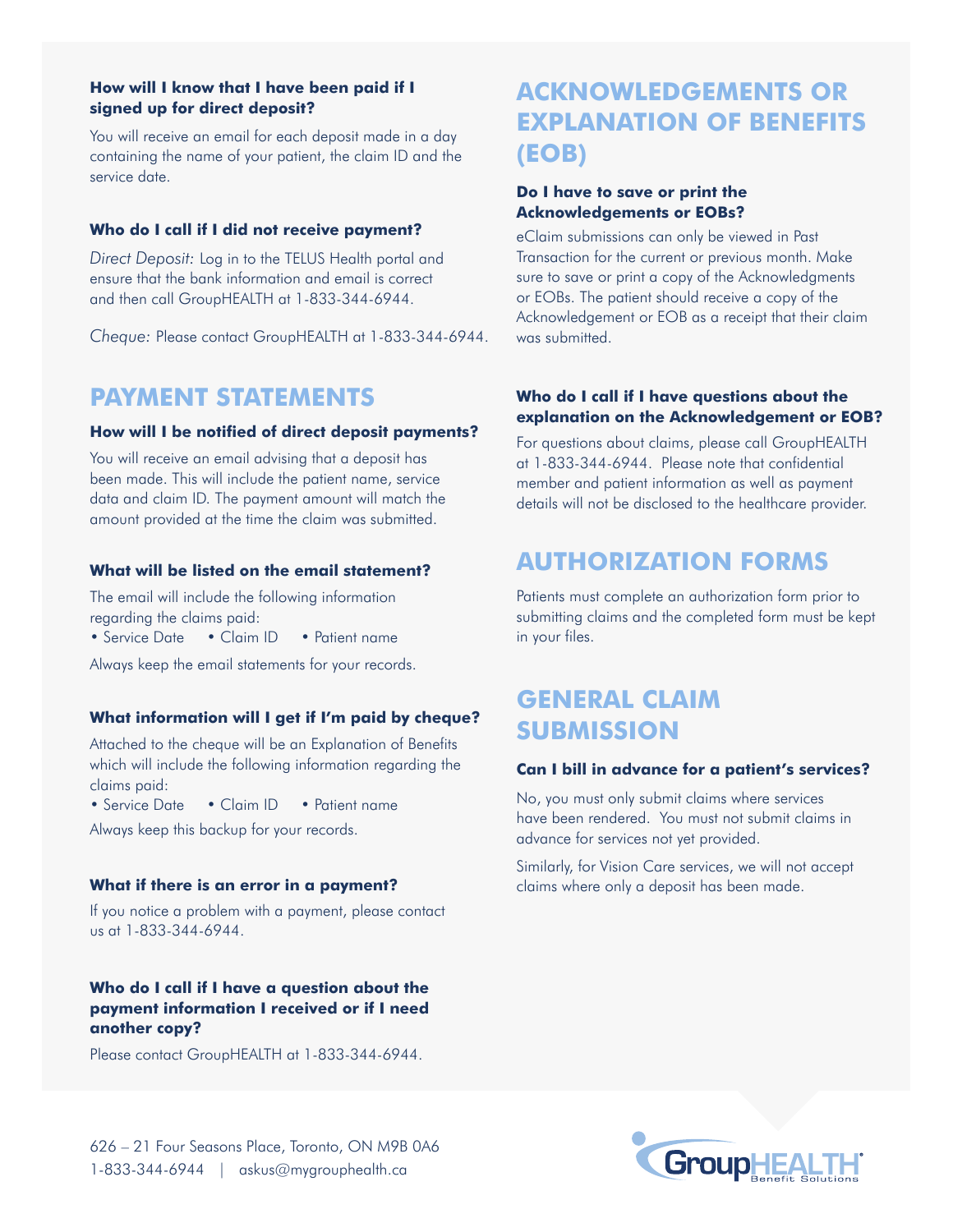#### How will I know that I have been paid if I signed up for direct deposit?

You will receive an email for each deposit made in a day containing the name of your patient, the claim ID and the service date.

#### Who do I call if I did not receive payment?

*Direct Deposit:* Log in to the TELUS Health portal and ensure that the bank information and email is correct and then call GroupHEALTH at 1-833-344-6944.

*Cheque:* Please contact GroupHEALTH at 1-833-344-6944.

## PAYMENT STATEMENTS

#### How will I be notified of direct deposit payments?

You will receive an email advising that a deposit has been made. This will include the patient name, service data and claim ID. The payment amount will match the amount provided at the time the claim was submitted.

#### What will be listed on the email statement?

The email will include the following information regarding the claims paid:

- Service Date
- Claim ID
- Patient name

Always keep the email statements for your records.

#### What information will I get if I'm paid by cheque?

Attached to the cheque will be an Explanation of Benefits which will include the following information regarding the claims paid:

- Service Date
- Claim ID
- Patient name

Always keep this backup for your records.

#### What if there is an error in a payment?

If you notice a problem with a payment, please contact us at 1-833-344-6944.

#### Who do I call if I have a question about the payment information I received or if I need another copy?

Please contact GroupHEALTH at 1-833-344-6944.

## ACKNOWLEDGEMENTS OR EXPLANATION OF BENEFITS (EOB)

#### Do I have to save or print the Acknowledgements or EOBs?

eClaim submissions can only be viewed in Past Transaction for the current or previous month. Make sure to save or print a copy of the Acknowledgments or EOBs. The patient should receive a copy of the Acknowledgement or EOB as a receipt that their claim was submitted.

#### Who do I call if I have questions about the explanation on the Acknowledgement or EOB?

For questions about claims, please call GroupHEALTH at 1-833-344-6944. Please note that confidential member and patient information as well as payment details will not be disclosed to the healthcare provider.

## AUTHORIZATION FORMS

Patients must complete an authorization form prior to submitting claims and the completed form must be kept in your files.

## GENERAL CLAIM SUBMISSION

#### Can I bill in advance for a patient's services?

No, you must only submit claims where services have been rendered. You must not submit claims in advance for services not yet provided.

Similarly, for Vision Care services, we will not accept claims where only a deposit has been made.

626 – 21 Four Seasons Place, Toronto, ON M9B 0A6
1-833-344-6944 | askus@mygrouphealth.ca

GroupHEALTH Benefit Solutions